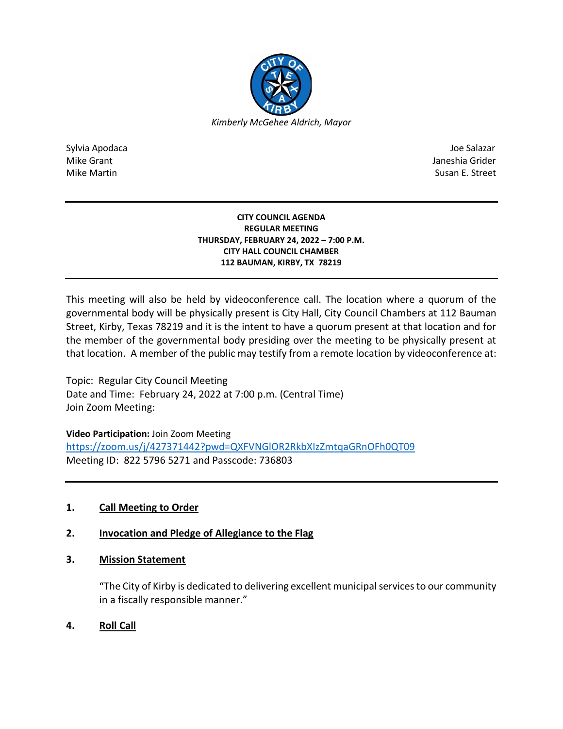*Kimberly McGehee Aldrich, Mayor*

Sylvia Apodaca
Mike Grant
Mike Martin

Joe Salazar
Janeshia Grider
Susan E. Street

---

**CITY COUNCIL AGENDA**
**REGULAR MEETING**
**THURSDAY, FEBRUARY 24, 2022 – 7:00 P.M.**
**CITY HALL COUNCIL CHAMBER**
**112 BAUMAN, KIRBY, TX 78219**

---

This meeting will also be held by videoconference call. The location where a quorum of the governmental body will be physically present is City Hall, City Council Chambers at 112 Bauman Street, Kirby, Texas 78219 and it is the intent to have a quorum present at that location and for the member of the governmental body presiding over the meeting to be physically present at that location. A member of the public may testify from a remote location by videoconference at:

Topic: Regular City Council Meeting
Date and Time: February 24, 2022 at 7:00 p.m. (Central Time)
Join Zoom Meeting:

**Video Participation:** Join Zoom Meeting
https://zoom.us/j/427371442?pwd=QXFVNGlOR2RkbXIzZmtqaGRnOFh0QT09
Meeting ID: 822 5796 5271 and Passcode: 736803

---

1. **Call Meeting to Order**

2. **Invocation and Pledge of Allegiance to the Flag**

3. **Mission Statement**

   "The City of Kirby is dedicated to delivering excellent municipal services to our community in a fiscally responsible manner."

4. **Roll Call**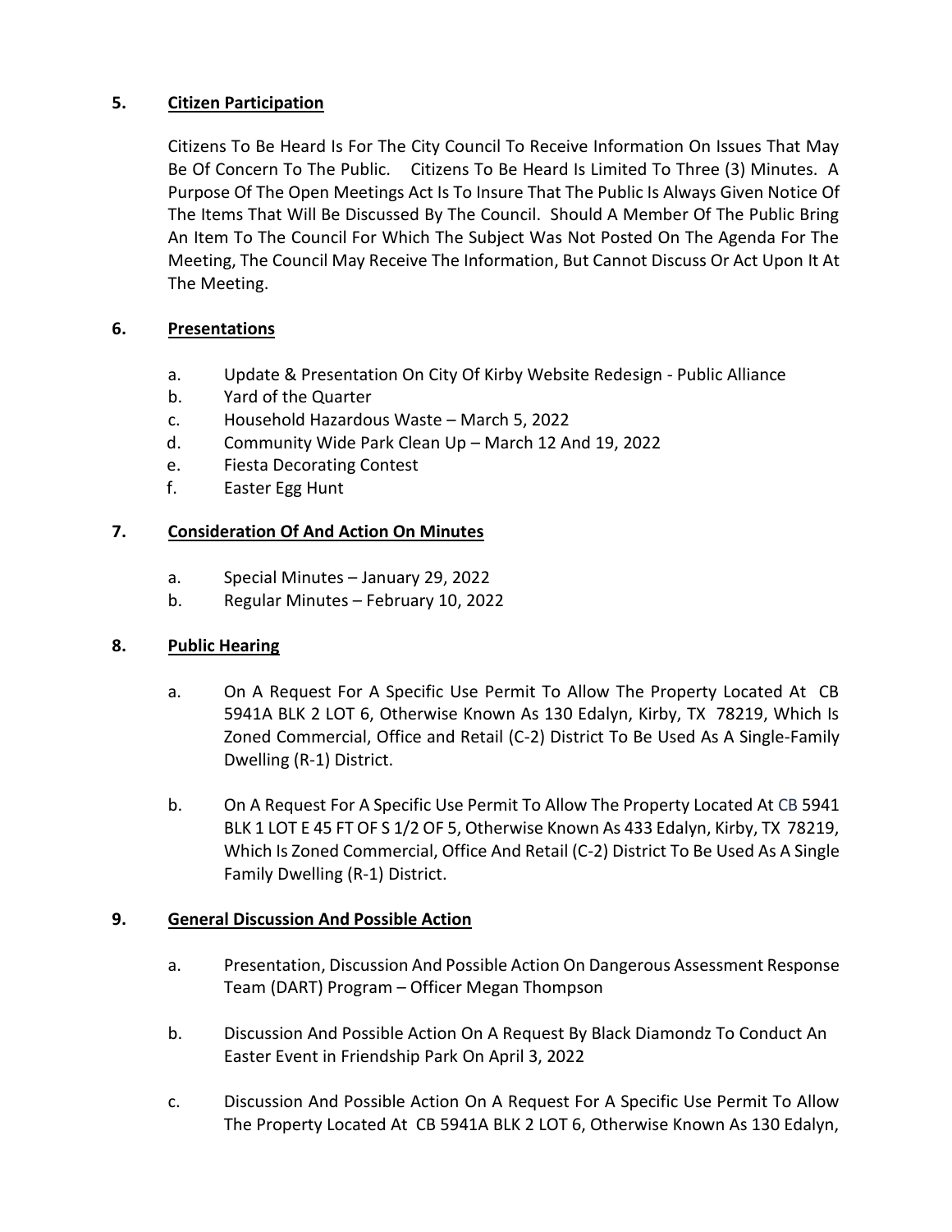## 5. Citizen Participation

Citizens To Be Heard Is For The City Council To Receive Information On Issues That May Be Of Concern To The Public. Citizens To Be Heard Is Limited To Three (3) Minutes. A Purpose Of The Open Meetings Act Is To Insure That The Public Is Always Given Notice Of The Items That Will Be Discussed By The Council. Should A Member Of The Public Bring An Item To The Council For Which The Subject Was Not Posted On The Agenda For The Meeting, The Council May Receive The Information, But Cannot Discuss Or Act Upon It At The Meeting.

## 6. Presentations

a. Update & Presentation On City Of Kirby Website Redesign - Public Alliance
b. Yard of the Quarter
c. Household Hazardous Waste – March 5, 2022
d. Community Wide Park Clean Up – March 12 And 19, 2022
e. Fiesta Decorating Contest
f. Easter Egg Hunt

## 7. Consideration Of And Action On Minutes

a. Special Minutes – January 29, 2022
b. Regular Minutes – February 10, 2022

## 8. Public Hearing

a. On A Request For A Specific Use Permit To Allow The Property Located At CB 5941A BLK 2 LOT 6, Otherwise Known As 130 Edalyn, Kirby, TX 78219, Which Is Zoned Commercial, Office and Retail (C-2) District To Be Used As A Single-Family Dwelling (R-1) District.

b. On A Request For A Specific Use Permit To Allow The Property Located At CB 5941 BLK 1 LOT E 45 FT OF S 1/2 OF 5, Otherwise Known As 433 Edalyn, Kirby, TX 78219, Which Is Zoned Commercial, Office And Retail (C-2) District To Be Used As A Single Family Dwelling (R-1) District.

## 9. General Discussion And Possible Action

a. Presentation, Discussion And Possible Action On Dangerous Assessment Response Team (DART) Program – Officer Megan Thompson

b. Discussion And Possible Action On A Request By Black Diamondz To Conduct An Easter Event in Friendship Park On April 3, 2022

c. Discussion And Possible Action On A Request For A Specific Use Permit To Allow The Property Located At CB 5941A BLK 2 LOT 6, Otherwise Known As 130 Edalyn,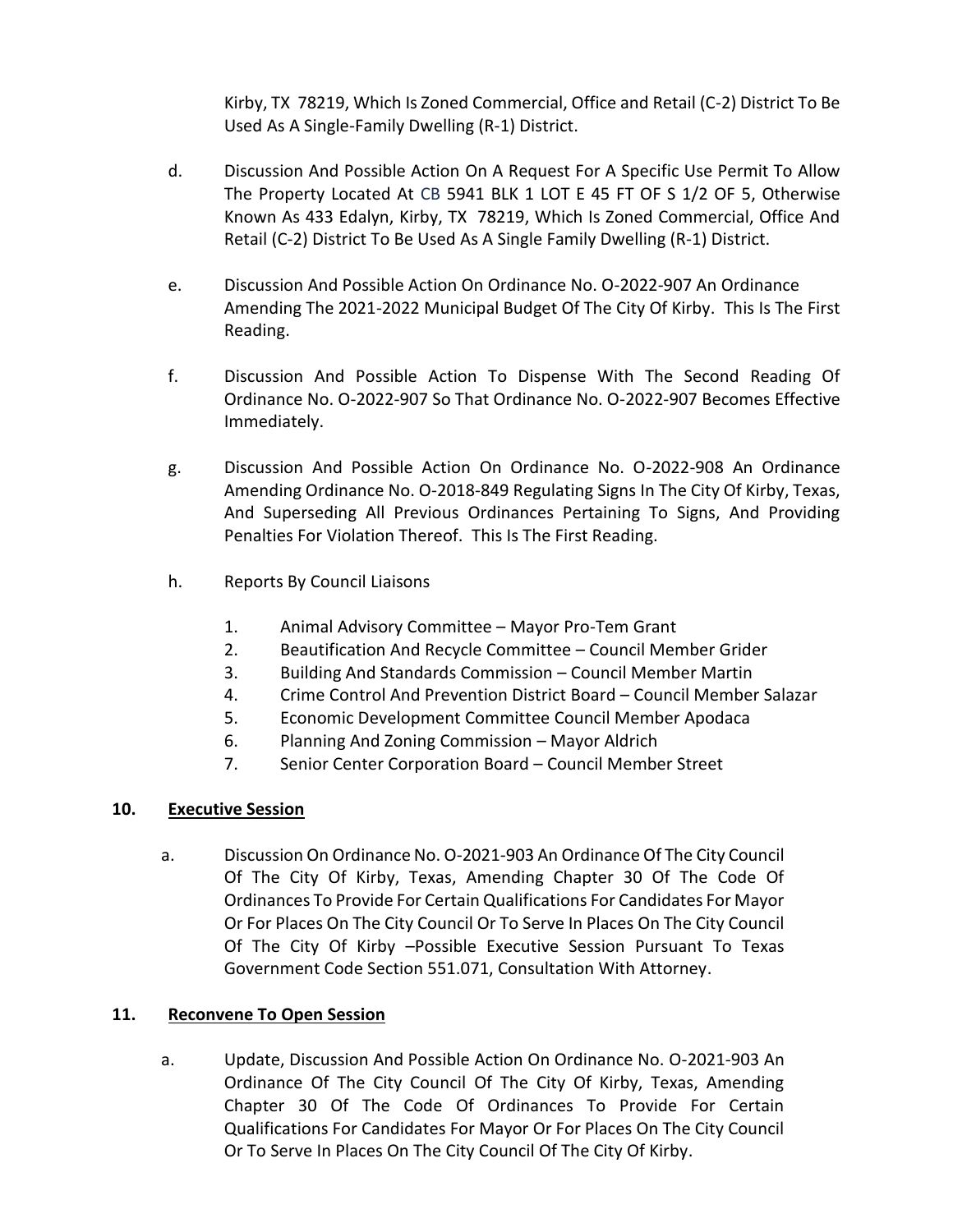Kirby, TX 78219, Which Is Zoned Commercial, Office and Retail (C-2) District To Be Used As A Single-Family Dwelling (R-1) District.

d. Discussion And Possible Action On A Request For A Specific Use Permit To Allow The Property Located At CB 5941 BLK 1 LOT E 45 FT OF S 1/2 OF 5, Otherwise Known As 433 Edalyn, Kirby, TX 78219, Which Is Zoned Commercial, Office And Retail (C-2) District To Be Used As A Single Family Dwelling (R-1) District.

e. Discussion And Possible Action On Ordinance No. O-2022-907 An Ordinance Amending The 2021-2022 Municipal Budget Of The City Of Kirby. This Is The First Reading.

f. Discussion And Possible Action To Dispense With The Second Reading Of Ordinance No. O-2022-907 So That Ordinance No. O-2022-907 Becomes Effective Immediately.

g. Discussion And Possible Action On Ordinance No. O-2022-908 An Ordinance Amending Ordinance No. O-2018-849 Regulating Signs In The City Of Kirby, Texas, And Superseding All Previous Ordinances Pertaining To Signs, And Providing Penalties For Violation Thereof. This Is The First Reading.

h. Reports By Council Liaisons

1. Animal Advisory Committee – Mayor Pro-Tem Grant
2. Beautification And Recycle Committee – Council Member Grider
3. Building And Standards Commission – Council Member Martin
4. Crime Control And Prevention District Board – Council Member Salazar
5. Economic Development Committee Council Member Apodaca
6. Planning And Zoning Commission – Mayor Aldrich
7. Senior Center Corporation Board – Council Member Street

## 10. Executive Session

a. Discussion On Ordinance No. O-2021-903 An Ordinance Of The City Council Of The City Of Kirby, Texas, Amending Chapter 30 Of The Code Of Ordinances To Provide For Certain Qualifications For Candidates For Mayor Or For Places On The City Council Or To Serve In Places On The City Council Of The City Of Kirby –Possible Executive Session Pursuant To Texas Government Code Section 551.071, Consultation With Attorney.

## 11. Reconvene To Open Session

a. Update, Discussion And Possible Action On Ordinance No. O-2021-903 An Ordinance Of The City Council Of The City Of Kirby, Texas, Amending Chapter 30 Of The Code Of Ordinances To Provide For Certain Qualifications For Candidates For Mayor Or For Places On The City Council Or To Serve In Places On The City Council Of The City Of Kirby.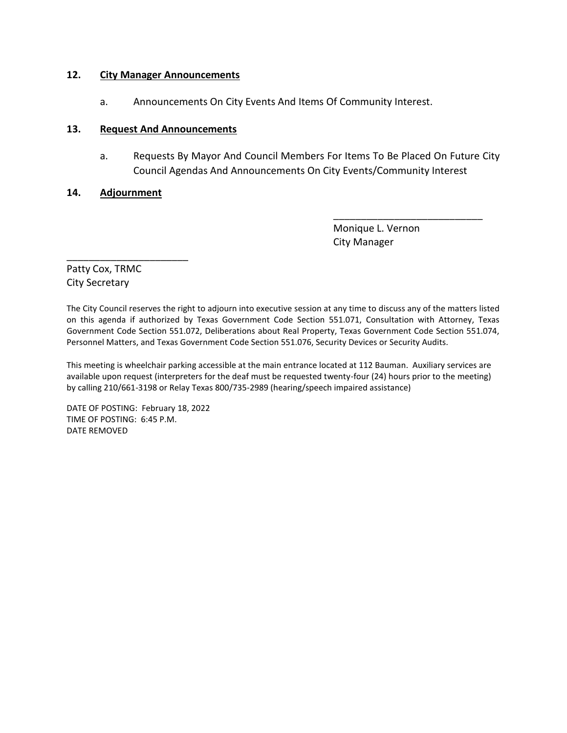**12. <u>City Manager Announcements</u>**

a. Announcements On City Events And Items Of Community Interest.

**13. <u>Request And Announcements</u>**

a. Requests By Mayor And Council Members For Items To Be Placed On Future City Council Agendas And Announcements On City Events/Community Interest

**14. <u>Adjournment</u>**

___________________________
Monique L. Vernon
City Manager

______________________
Patty Cox, TRMC
City Secretary

The City Council reserves the right to adjourn into executive session at any time to discuss any of the matters listed on this agenda if authorized by Texas Government Code Section 551.071, Consultation with Attorney, Texas Government Code Section 551.072, Deliberations about Real Property, Texas Government Code Section 551.074, Personnel Matters, and Texas Government Code Section 551.076, Security Devices or Security Audits.

This meeting is wheelchair parking accessible at the main entrance located at 112 Bauman. Auxiliary services are available upon request (interpreters for the deaf must be requested twenty-four (24) hours prior to the meeting) by calling 210/661-3198 or Relay Texas 800/735-2989 (hearing/speech impaired assistance)

DATE OF POSTING: February 18, 2022
TIME OF POSTING: 6:45 P.M.
DATE REMOVED